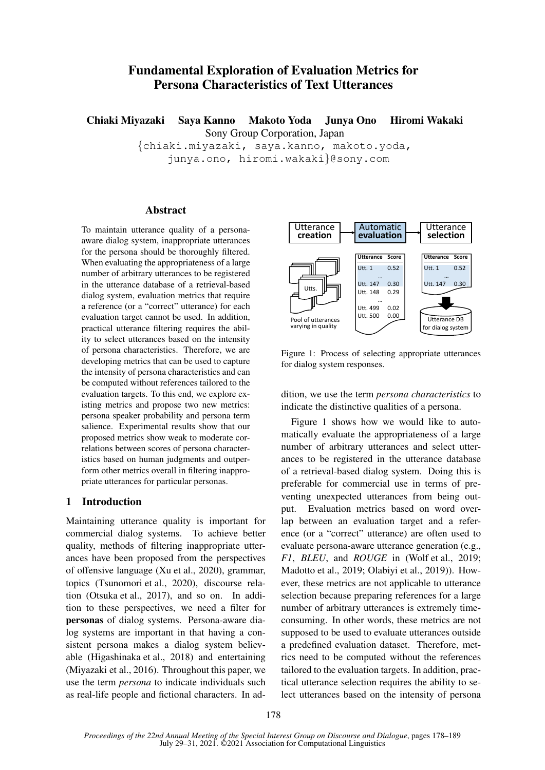# Fundamental Exploration of Evaluation Metrics for Persona Characteristics of Text Utterances

**Chiaki Miyazaki  Saya Kanno  Makoto Yoda  Junya Ono  Hiromi Wakaki**
Sony Group Corporation, Japan
{chiaki.miyazaki, saya.kanno, makoto.yoda, junya.ono, hiromi.wakaki}@sony.com

## Abstract

To maintain utterance quality of a persona-aware dialog system, inappropriate utterances for the persona should be thoroughly filtered. When evaluating the appropriateness of a large number of arbitrary utterances to be registered in the utterance database of a retrieval-based dialog system, evaluation metrics that require a reference (or a "correct" utterance) for each evaluation target cannot be used. In addition, practical utterance filtering requires the ability to select utterances based on the intensity of persona characteristics. Therefore, we are developing metrics that can be used to capture the intensity of persona characteristics and can be computed without references tailored to the evaluation targets. To this end, we explore existing metrics and propose two new metrics: persona speaker probability and persona term salience. Experimental results show that our proposed metrics show weak to moderate correlations between scores of persona characteristics based on human judgments and outperform other metrics overall in filtering inappropriate utterances for particular personas.

## 1 Introduction

Maintaining utterance quality is important for commercial dialog systems. To achieve better quality, methods of filtering inappropriate utterances have been proposed from the perspectives of offensive language (Xu et al., 2020), grammar, topics (Tsunomori et al., 2020), discourse relation (Otsuka et al., 2017), and so on. In addition to these perspectives, we need a filter for **personas** of dialog systems. Persona-aware dialog systems are important in that having a consistent persona makes a dialog system believable (Higashinaka et al., 2018) and entertaining (Miyazaki et al., 2016). Throughout this paper, we use the term *persona* to indicate individuals such as real-life people and fictional characters. In addition, we use the term *persona characteristics* to indicate the distinctive qualities of a persona.

| Utterance creation | Automatic evaluation | Utterance selection |
|---|---|---|
| Pool of utterances varying in quality (Utts.) | Utterance / Score: Utt. 1 0.52 … Utt. 147 0.30, Utt. 148 0.29 … Utt. 499 0.02, Utt. 500 0.00 | Utterance / Score: Utt. 1 0.52 … Utt. 147 0.30 → Utterance DB for dialog system |

Figure 1: Process of selecting appropriate utterances for dialog system responses.

Figure 1 shows how we would like to automatically evaluate the appropriateness of a large number of arbitrary utterances and select utterances to be registered in the utterance database of a retrieval-based dialog system. Doing this is preferable for commercial use in terms of preventing unexpected utterances from being output. Evaluation metrics based on word overlap between an evaluation target and a reference (or a "correct" utterance) are often used to evaluate persona-aware utterance generation (e.g., *F1*, *BLEU*, and *ROUGE* in (Wolf et al., 2019; Madotto et al., 2019; Olabiyi et al., 2019)). However, these metrics are not applicable to utterance selection because preparing references for a large number of arbitrary utterances is extremely time-consuming. In other words, these metrics are not supposed to be used to evaluate utterances outside a predefined evaluation dataset. Therefore, metrics need to be computed without the references tailored to the evaluation targets. In addition, practical utterance selection requires the ability to select utterances based on the intensity of persona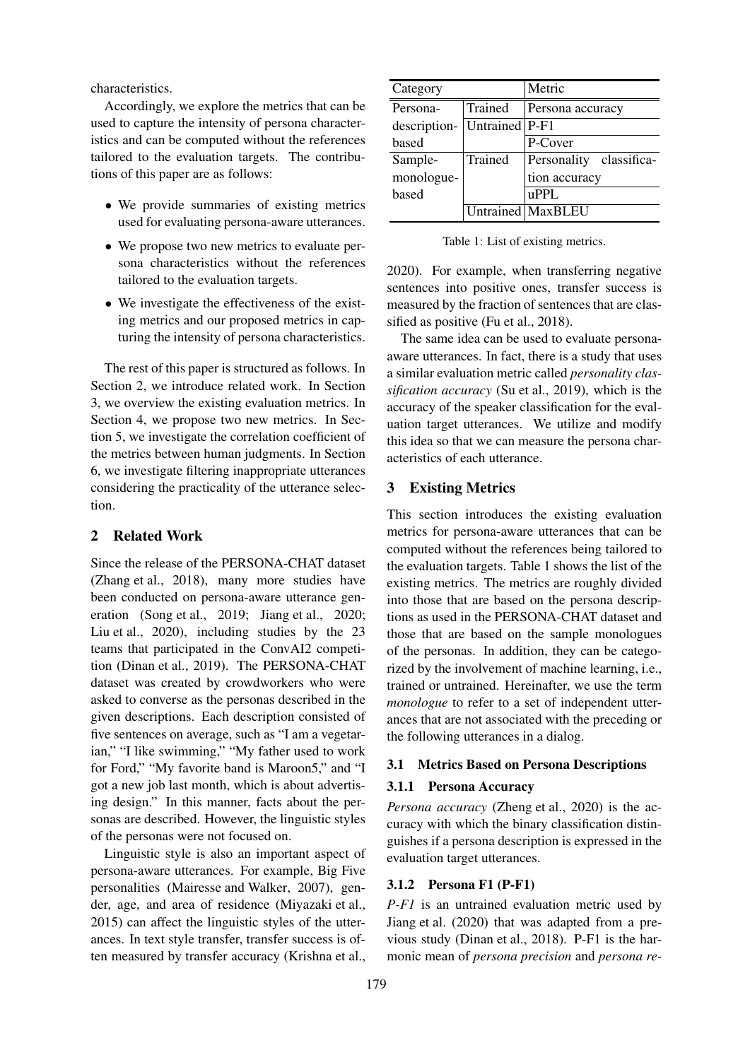characteristics.

Accordingly, we explore the metrics that can be used to capture the intensity of persona characteristics and can be computed without the references tailored to the evaluation targets. The contributions of this paper are as follows:

- We provide summaries of existing metrics used for evaluating persona-aware utterances.
- We propose two new metrics to evaluate persona characteristics without the references tailored to the evaluation targets.
- We investigate the effectiveness of the existing metrics and our proposed metrics in capturing the intensity of persona characteristics.

The rest of this paper is structured as follows. In Section 2, we introduce related work. In Section 3, we overview the existing evaluation metrics. In Section 4, we propose two new metrics. In Section 5, we investigate the correlation coefficient of the metrics between human judgments. In Section 6, we investigate filtering inappropriate utterances considering the practicality of the utterance selection.

## 2 Related Work

Since the release of the PERSONA-CHAT dataset (Zhang et al., 2018), many more studies have been conducted on persona-aware utterance generation (Song et al., 2019; Jiang et al., 2020; Liu et al., 2020), including studies by the 23 teams that participated in the ConvAI2 competition (Dinan et al., 2019). The PERSONA-CHAT dataset was created by crowdworkers who were asked to converse as the personas described in the given descriptions. Each description consisted of five sentences on average, such as "I am a vegetarian," "I like swimming," "My father used to work for Ford," "My favorite band is Maroon5," and "I got a new job last month, which is about advertising design." In this manner, facts about the personas are described. However, the linguistic styles of the personas were not focused on.

Linguistic style is also an important aspect of persona-aware utterances. For example, Big Five personalities (Mairesse and Walker, 2007), gender, age, and area of residence (Miyazaki et al., 2015) can affect the linguistic styles of the utterances. In text style transfer, transfer success is often measured by transfer accuracy (Krishna et al., 2020). For example, when transferring negative sentences into positive ones, transfer success is measured by the fraction of sentences that are classified as positive (Fu et al., 2018).

| Category | | Metric |
|---|---|---|
| Persona-description-based | Trained | Persona accuracy |
| | Untrained | P-F1 |
| | | P-Cover |
| Sample-monologue-based | Trained | Personality classification accuracy |
| | | uPPL |
| | Untrained | MaxBLEU |

Table 1: List of existing metrics.

The same idea can be used to evaluate persona-aware utterances. In fact, there is a study that uses a similar evaluation metric called *personality classification accuracy* (Su et al., 2019), which is the accuracy of the speaker classification for the evaluation target utterances. We utilize and modify this idea so that we can measure the persona characteristics of each utterance.

## 3 Existing Metrics

This section introduces the existing evaluation metrics for persona-aware utterances that can be computed without the references being tailored to the evaluation targets. Table 1 shows the list of the existing metrics. The metrics are roughly divided into those that are based on the persona descriptions as used in the PERSONA-CHAT dataset and those that are based on the sample monologues of the personas. In addition, they can be categorized by the involvement of machine learning, i.e., trained or untrained. Hereinafter, we use the term *monologue* to refer to a set of independent utterances that are not associated with the preceding or the following utterances in a dialog.

### 3.1 Metrics Based on Persona Descriptions

#### 3.1.1 Persona Accuracy

*Persona accuracy* (Zheng et al., 2020) is the accuracy with which the binary classification distinguishes if a persona description is expressed in the evaluation target utterances.

#### 3.1.2 Persona F1 (P-F1)

*P-F1* is an untrained evaluation metric used by Jiang et al. (2020) that was adapted from a previous study (Dinan et al., 2018). P-F1 is the harmonic mean of *persona precision* and *persona re-*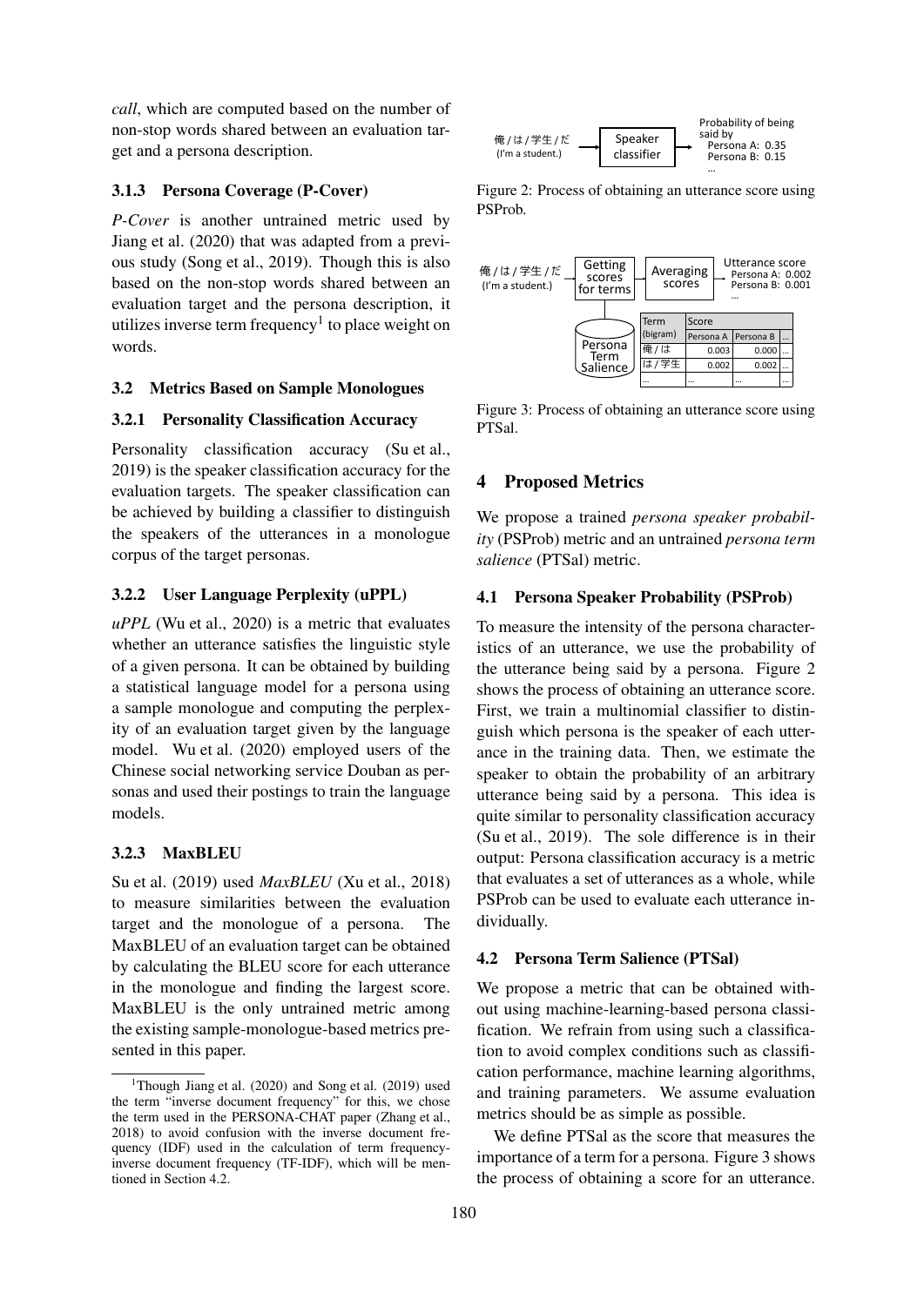*call*, which are computed based on the number of non-stop words shared between an evaluation target and a persona description.

### 3.1.3 Persona Coverage (P-Cover)

*P-Cover* is another untrained metric used by Jiang et al. (2020) that was adapted from a previous study (Song et al., 2019). Though this is also based on the non-stop words shared between an evaluation target and the persona description, it utilizes inverse term frequency[1] to place weight on words.

## 3.2 Metrics Based on Sample Monologues

### 3.2.1 Personality Classification Accuracy

Personality classification accuracy (Su et al., 2019) is the speaker classification accuracy for the evaluation targets. The speaker classification can be achieved by building a classifier to distinguish the speakers of the utterances in a monologue corpus of the target personas.

### 3.2.2 User Language Perplexity (uPPL)

*uPPL* (Wu et al., 2020) is a metric that evaluates whether an utterance satisfies the linguistic style of a given persona. It can be obtained by building a statistical language model for a persona using a sample monologue and computing the perplexity of an evaluation target given by the language model. Wu et al. (2020) employed users of the Chinese social networking service Douban as personas and used their postings to train the language models.

### 3.2.3 MaxBLEU

Su et al. (2019) used *MaxBLEU* (Xu et al., 2018) to measure similarities between the evaluation target and the monologue of a persona. The MaxBLEU of an evaluation target can be obtained by calculating the BLEU score for each utterance in the monologue and finding the largest score. MaxBLEU is the only untrained metric among the existing sample-monologue-based metrics presented in this paper.

[1]Though Jiang et al. (2020) and Song et al. (2019) used the term "inverse document frequency" for this, we chose the term used in the PERSONA-CHAT paper (Zhang et al., 2018) to avoid confusion with the inverse document frequency (IDF) used in the calculation of term frequency-inverse document frequency (TF-IDF), which will be mentioned in Section 4.2.

俺 / は / 学生 / だ (I'm a student.) → Speaker classifier → Probability of being said by Persona A: 0.35, Persona B: 0.15, …

Figure 2: Process of obtaining an utterance score using PSProb.

俺 / は / 学生 / だ (I'm a student.) → Getting scores for terms → Averaging scores → Utterance score Persona A: 0.002, Persona B: 0.001, …

Persona Term Salience

| Term (bigram) | Score | | |
|---|---|---|---|
| | Persona A | Persona B | … |
| 俺 / は | 0.003 | 0.000 | … |
| は / 学生 | 0.002 | 0.002 | … |
| … | … | … | … |

Figure 3: Process of obtaining an utterance score using PTSal.

# 4 Proposed Metrics

We propose a trained *persona speaker probability* (PSProb) metric and an untrained *persona term salience* (PTSal) metric.

## 4.1 Persona Speaker Probability (PSProb)

To measure the intensity of the persona characteristics of an utterance, we use the probability of the utterance being said by a persona. Figure 2 shows the process of obtaining an utterance score. First, we train a multinomial classifier to distinguish which persona is the speaker of each utterance in the training data. Then, we estimate the speaker to obtain the probability of an arbitrary utterance being said by a persona. This idea is quite similar to personality classification accuracy (Su et al., 2019). The sole difference is in their output: Persona classification accuracy is a metric that evaluates a set of utterances as a whole, while PSProb can be used to evaluate each utterance individually.

## 4.2 Persona Term Salience (PTSal)

We propose a metric that can be obtained without using machine-learning-based persona classification. We refrain from using such a classification to avoid complex conditions such as classification performance, machine learning algorithms, and training parameters. We assume evaluation metrics should be as simple as possible.

We define PTSal as the score that measures the importance of a term for a persona. Figure 3 shows the process of obtaining a score for an utterance.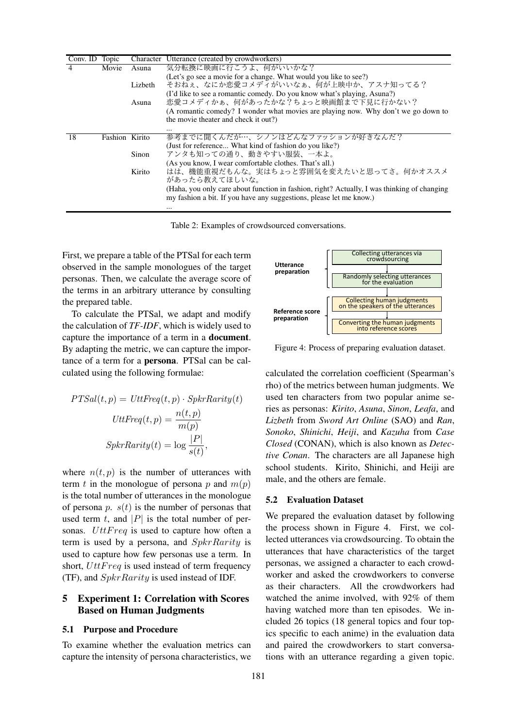| Conv. ID | Topic | Character | Utterance (created by crowdworkers) |
|---|---|---|---|
| 4 | Movie | Asuna | 気分転換に映画に行こうよ、何がいいかな？<br>(Let's go see a movie for a change. What would you like to see?) |
| | | Lizbeth | そおねぇ、なにか恋愛コメディがいいなぁ、何が上映中か、アスナ知ってる？<br>(I'd like to see a romantic comedy. Do you know what's playing, Asuna?) |
| | | Asuna | 恋愛コメディかぁ、何があったかな？ちょっと映画館まで下見に行かない？<br>(A romantic comedy? I wonder what movies are playing now. Why don't we go down to the movie theater and check it out?) |
| | | | ... |
| 18 | Fashion | Kirito | 参考までに聞くんだが…、シノンはどんなファッションが好きなんだ？<br>(Just for reference... What kind of fashion do you like?) |
| | | Sinon | アンタも知っての通り、動きやすい服装、一本よ。<br>(As you know, I wear comfortable clothes. That's all.) |
| | | Kirito | はは、機能重視だもんな。実はちょっと雰囲気を変えたいと思ってさ。何かオススメがあったら教えてほしいな。<br>(Haha, you only care about function in fashion, right? Actually, I was thinking of changing my fashion a bit. If you have any suggestions, please let me know.) |
| | | | ... |

Table 2: Examples of crowdsourced conversations.

First, we prepare a table of the PTSal for each term observed in the sample monologues of the target personas. Then, we calculate the average score of the terms in an arbitrary utterance by consulting the prepared table.

To calculate the PTSal, we adapt and modify the calculation of *TF-IDF*, which is widely used to capture the importance of a term in a **document**. By adapting the metric, we can capture the importance of a term for a **persona**. PTSal can be calculated using the following formulae:

$$PTSal(t,p) = UttFreq(t,p) \cdot SpkrRarity(t)$$

$$UttFreq(t,p) = \frac{n(t,p)}{m(p)}$$

$$SpkrRarity(t) = \log \frac{|P|}{s(t)},$$

where $n(t,p)$ is the number of utterances with term $t$ in the monologue of persona $p$ and $m(p)$ is the total number of utterances in the monologue of persona $p$. $s(t)$ is the number of personas that used term $t$, and $|P|$ is the total number of personas. $UttFreq$ is used to capture how often a term is used by a persona, and $SpkrRarity$ is used to capture how few personas use a term. In short, $UttFreq$ is used instead of term frequency (TF), and $SpkrRarity$ is used instead of IDF.

## 5 Experiment 1: Correlation with Scores Based on Human Judgments

### 5.1 Purpose and Procedure

To examine whether the evaluation metrics can capture the intensity of persona characteristics, we calculated the correlation coefficient (Spearman's rho) of the metrics between human judgments. We used ten characters from two popular anime series as personas: *Kirito*, *Asuna*, *Sinon*, *Leafa*, and *Lizbeth* from *Sword Art Online* (SAO) and *Ran*, *Sonoko*, *Shinichi*, *Heiji*, and *Kazuha* from *Case Closed* (CONAN), which is also known as *Detective Conan*. The characters are all Japanese high school students. Kirito, Shinichi, and Heiji are male, and the others are female.

**Utterance preparation**
- Collecting utterances via crowdsourcing
- Randomly selecting utterances for the evaluation

**Reference score preparation**
- Collecting human judgments on the speakers of the utterances
- Converting the human judgments into reference scores

Figure 4: Process of preparing evaluation dataset.

### 5.2 Evaluation Dataset

We prepared the evaluation dataset by following the process shown in Figure 4. First, we collected utterances via crowdsourcing. To obtain the utterances that have characteristics of the target personas, we assigned a character to each crowdworker and asked the crowdworkers to converse as their characters. All the crowdworkers had watched the anime involved, with 92% of them having watched more than ten episodes. We included 26 topics (18 general topics and four topics specific to each anime) in the evaluation data and paired the crowdworkers to start conversations with an utterance regarding a given topic.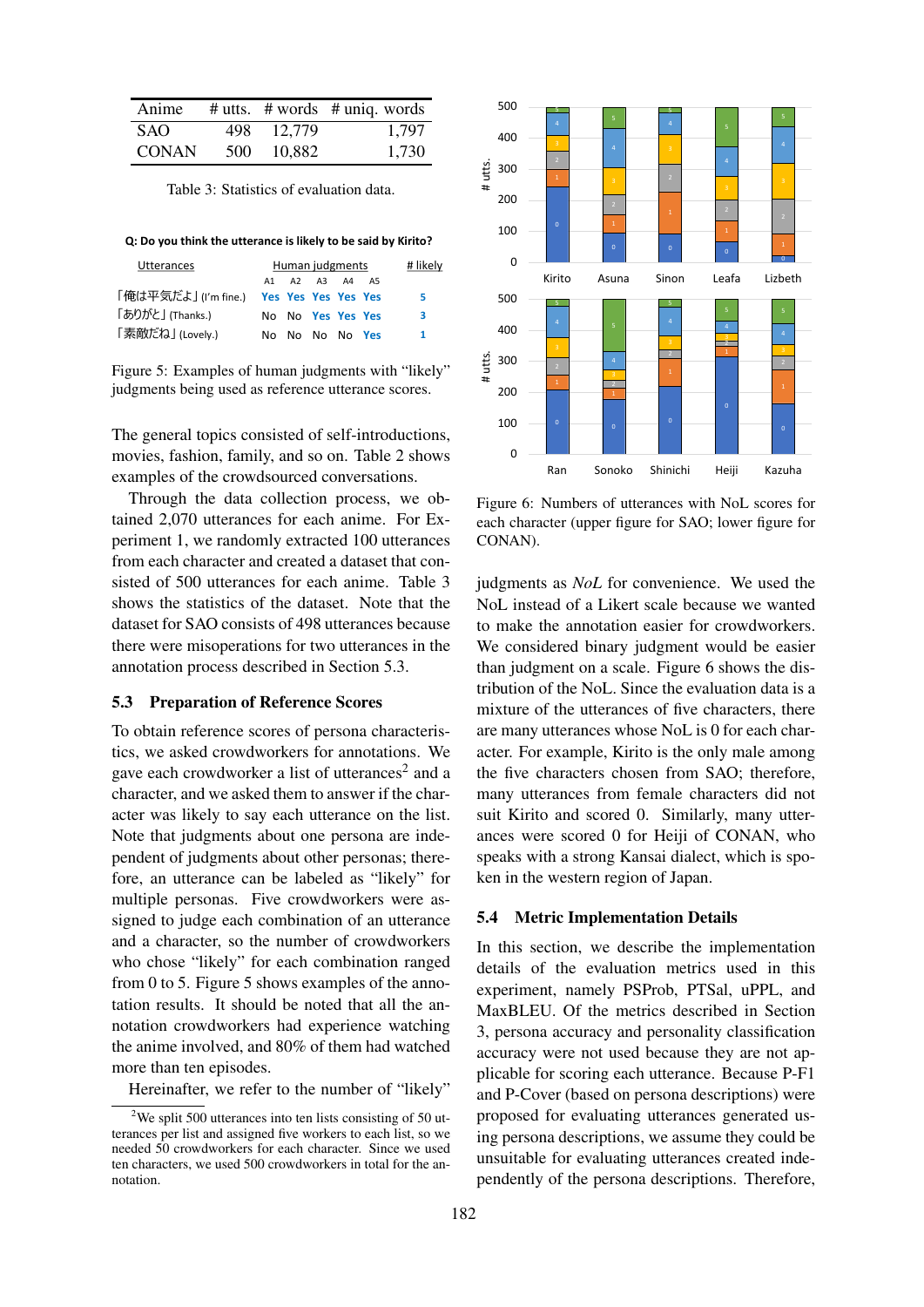| Anime | # utts. | # words | # uniq. words |
|---|---|---|---|
| SAO | 498 | 12,779 | 1,797 |
| CONAN | 500 | 10,882 | 1,730 |

Table 3: Statistics of evaluation data.

**Q: Do you think the utterance is likely to be said by Kirito?**

| Utterances | A1 | A2 | A3 | A4 | A5 | # likely |
|---|---|---|---|---|---|---|
| 「俺は平気だよ」(I'm fine.) | Yes | Yes | Yes | Yes | Yes | 5 |
| 「ありがと」(Thanks.) | No | No | Yes | Yes | Yes | 3 |
| 「素敵だね」(Lovely.) | No | No | No | No | Yes | 1 |

Figure 5: Examples of human judgments with "likely" judgments being used as reference utterance scores.

The general topics consisted of self-introductions, movies, fashion, family, and so on. Table 2 shows examples of the crowdsourced conversations.

Through the data collection process, we obtained 2,070 utterances for each anime. For Experiment 1, we randomly extracted 100 utterances from each character and created a dataset that consisted of 500 utterances for each anime. Table 3 shows the statistics of the dataset. Note that the dataset for SAO consists of 498 utterances because there were misoperations for two utterances in the annotation process described in Section 5.3.

### 5.3 Preparation of Reference Scores

To obtain reference scores of persona characteristics, we asked crowdworkers for annotations. We gave each crowdworker a list of utterances[2] and a character, and we asked them to answer if the character was likely to say each utterance on the list. Note that judgments about one persona are independent of judgments about other personas; therefore, an utterance can be labeled as "likely" for multiple personas. Five crowdworkers were assigned to judge each combination of an utterance and a character, so the number of crowdworkers who chose "likely" for each combination ranged from 0 to 5. Figure 5 shows examples of the annotation results. It should be noted that all the annotation crowdworkers had experience watching the anime involved, and 80% of them had watched more than ten episodes.

Hereinafter, we refer to the number of "likely" judgments as *NoL* for convenience. We used the NoL instead of a Likert scale because we wanted to make the annotation easier for crowdworkers. We considered binary judgment would be easier than judgment on a scale. Figure 6 shows the distribution of the NoL. Since the evaluation data is a mixture of the utterances of five characters, there are many utterances whose NoL is 0 for each character. For example, Kirito is the only male among the five characters chosen from SAO; therefore, many utterances from female characters did not suit Kirito and scored 0. Similarly, many utterances were scored 0 for Heiji of CONAN, who speaks with a strong Kansai dialect, which is spoken in the western region of Japan.

[2] We split 500 utterances into ten lists consisting of 50 utterances per list and assigned five workers to each list, so we needed 50 crowdworkers for each character. Since we used ten characters, we used 500 crowdworkers in total for the annotation.

Figure 6: Numbers of utterances with NoL scores for each character (upper figure for SAO; lower figure for CONAN).

### 5.4 Metric Implementation Details

In this section, we describe the implementation details of the evaluation metrics used in this experiment, namely PSProb, PTSal, uPPL, and MaxBLEU. Of the metrics described in Section 3, persona accuracy and personality classification accuracy were not used because they are not applicable for scoring each utterance. Because P-F1 and P-Cover (based on persona descriptions) were proposed for evaluating utterances generated using persona descriptions, we assume they could be unsuitable for evaluating utterances created independently of the persona descriptions. Therefore,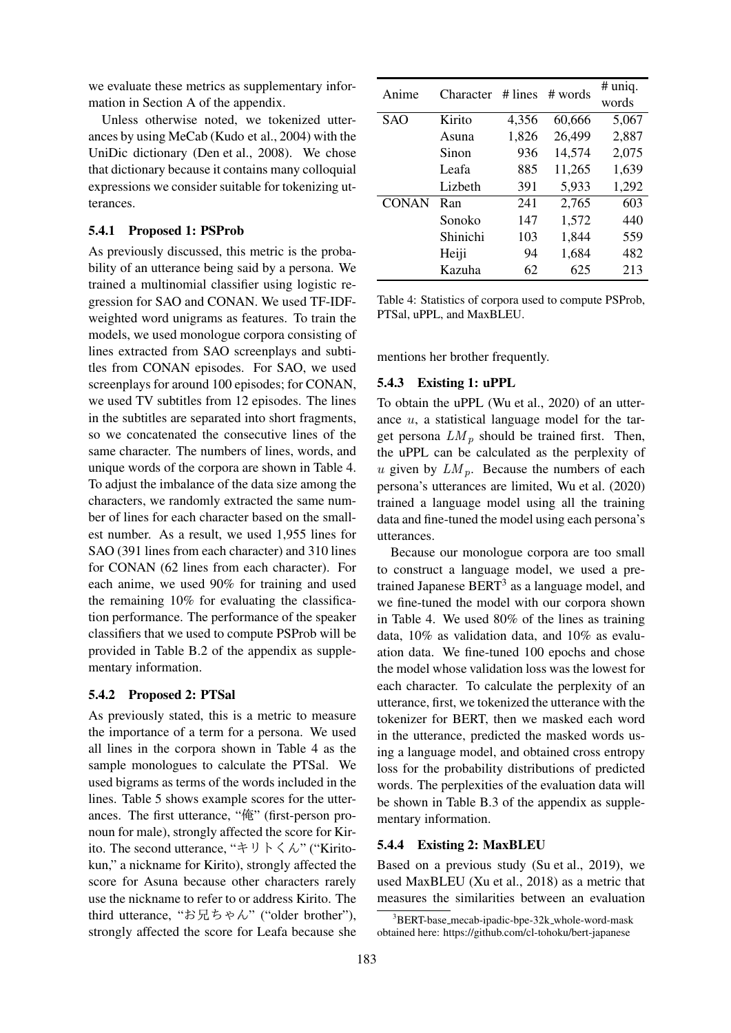we evaluate these metrics as supplementary information in Section A of the appendix.

Unless otherwise noted, we tokenized utterances by using MeCab (Kudo et al., 2004) with the UniDic dictionary (Den et al., 2008). We chose that dictionary because it contains many colloquial expressions we consider suitable for tokenizing utterances.

#### 5.4.1 Proposed 1: PSProb

As previously discussed, this metric is the probability of an utterance being said by a persona. We trained a multinomial classifier using logistic regression for SAO and CONAN. We used TF-IDF-weighted word unigrams as features. To train the models, we used monologue corpora consisting of lines extracted from SAO screenplays and subtitles from CONAN episodes. For SAO, we used screenplays for around 100 episodes; for CONAN, we used TV subtitles from 12 episodes. The lines in the subtitles are separated into short fragments, so we concatenated the consecutive lines of the same character. The numbers of lines, words, and unique words of the corpora are shown in Table 4. To adjust the imbalance of the data size among the characters, we randomly extracted the same number of lines for each character based on the smallest number. As a result, we used 1,955 lines for SAO (391 lines from each character) and 310 lines for CONAN (62 lines from each character). For each anime, we used 90% for training and used the remaining 10% for evaluating the classification performance. The performance of the speaker classifiers that we used to compute PSProb will be provided in Table B.2 of the appendix as supplementary information.

#### 5.4.2 Proposed 2: PTSal

As previously stated, this is a metric to measure the importance of a term for a persona. We used all lines in the corpora shown in Table 4 as the sample monologues to calculate the PTSal. We used bigrams as terms of the words included in the lines. Table 5 shows example scores for the utterances. The first utterance, "俺" (first-person pronoun for male), strongly affected the score for Kirito. The second utterance, "キリトくん" ("Kirito-kun," a nickname for Kirito), strongly affected the score for Asuna because other characters rarely use the nickname to refer to or address Kirito. The third utterance, "お兄ちゃん" ("older brother"), strongly affected the score for Leafa because she mentions her brother frequently.

| Anime | Character | # lines | # words | # uniq. words |
|---|---|---|---|---|
| SAO | Kirito | 4,356 | 60,666 | 5,067 |
| | Asuna | 1,826 | 26,499 | 2,887 |
| | Sinon | 936 | 14,574 | 2,075 |
| | Leafa | 885 | 11,265 | 1,639 |
| | Lizbeth | 391 | 5,933 | 1,292 |
| CONAN | Ran | 241 | 2,765 | 603 |
| | Sonoko | 147 | 1,572 | 440 |
| | Shinichi | 103 | 1,844 | 559 |
| | Heiji | 94 | 1,684 | 482 |
| | Kazuha | 62 | 625 | 213 |

Table 4: Statistics of corpora used to compute PSProb, PTSal, uPPL, and MaxBLEU.

#### 5.4.3 Existing 1: uPPL

To obtain the uPPL (Wu et al., 2020) of an utterance $u$, a statistical language model for the target persona $LM_p$ should be trained first. Then, the uPPL can be calculated as the perplexity of $u$ given by $LM_p$. Because the numbers of each persona's utterances are limited, Wu et al. (2020) trained a language model using all the training data and fine-tuned the model using each persona's utterances.

Because our monologue corpora are too small to construct a language model, we used a pre-trained Japanese BERT[3] as a language model, and we fine-tuned the model with our corpus shown in Table 4. We used 80% of the lines as training data, 10% as validation data, and 10% as evaluation data. We fine-tuned 100 epochs and chose the model whose validation loss was the lowest for each character. To calculate the perplexity of an utterance, first, we tokenized the utterance with the tokenizer for BERT, then we masked each word in the utterance, predicted the masked words using a language model, and obtained cross entropy loss for the probability distributions of predicted words. The perplexities of the evaluation data will be shown in Table B.3 of the appendix as supplementary information.

#### 5.4.4 Existing 2: MaxBLEU

Based on a previous study (Su et al., 2019), we used MaxBLEU (Xu et al., 2018) as a metric that measures the similarities between an evaluation

[3] BERT-base_mecab-ipadic-bpe-32k_whole-word-mask obtained here: https://github.com/cl-tohoku/bert-japanese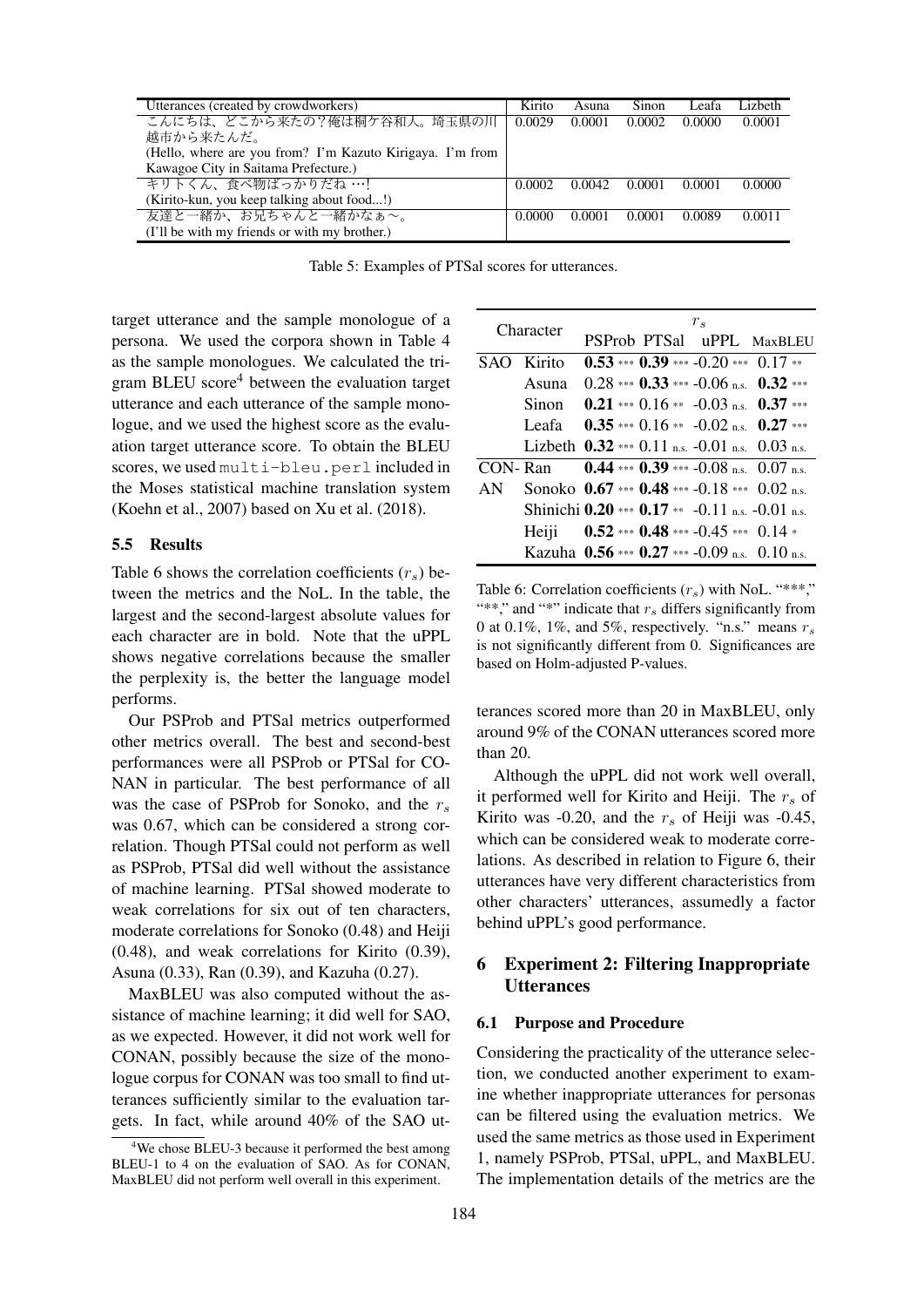| Utterances (created by crowdworkers) | Kirito | Asuna | Sinon | Leafa | Lizbeth |
|---|---|---|---|---|---|
| こんにちは、どこから来たの？俺は桐ケ谷和人。埼玉県の川越市から来たんだ。 (Hello, where are you from? I'm Kazuto Kirigaya. I'm from Kawagoe City in Saitama Prefecture.) | 0.0029 | 0.0001 | 0.0002 | 0.0000 | 0.0001 |
| キリトくん、食べ物ばっかりだね …! (Kirito-kun, you keep talking about food...!) | 0.0002 | 0.0042 | 0.0001 | 0.0001 | 0.0000 |
| 友達と一緒か、お兄ちゃんと一緒かなぁ～。 (I'll be with my friends or with my brother.) | 0.0000 | 0.0001 | 0.0001 | 0.0089 | 0.0011 |

Table 5: Examples of PTSal scores for utterances.

target utterance and the sample monologue of a persona. We used the corpora shown in Table 4 as the sample monologues. We calculated the trigram BLEU score[4] between the evaluation target utterance and each utterance of the sample monologue, and we used the highest score as the evaluation target utterance score. To obtain the BLEU scores, we used `multi-bleu.perl` included in the Moses statistical machine translation system (Koehn et al., 2007) based on Xu et al. (2018).

### 5.5 Results

Table 6 shows the correlation coefficients ($r_s$) between the metrics and the NoL. In the table, the largest and the second-largest absolute values for each character are in bold. Note that the uPPL shows negative correlations because the smaller the perplexity is, the better the language model performs.

Our PSProb and PTSal metrics outperformed other metrics overall. The best and second-best performances were all PSProb or PTSal for CONAN in particular. The best performance of all was the case of PSProb for Sonoko, and the $r_s$ was 0.67, which can be considered a strong correlation. Though PTSal could not perform as well as PSProb, PTSal did well without the assistance of machine learning. PTSal showed moderate to weak correlations for six out of ten characters, moderate correlations for Sonoko (0.48) and Heiji (0.48), and weak correlations for Kirito (0.39), Asuna (0.33), Ran (0.39), and Kazuha (0.27).

MaxBLEU was also computed without the assistance of machine learning; it did well for SAO, as we expected. However, it did not work well for CONAN, possibly because the size of the monologue corpus for CONAN was too small to find utterances sufficiently similar to the evaluation targets. In fact, while around 40% of the SAO utterances scored more than 20 in MaxBLEU, only around 9% of the CONAN utterances scored more than 20.

| | Character | $r_s$ | | | |
|---|---|---|---|---|---|
| | | PSProb | PTSal | uPPL | MaxBLEU |
| SAO | Kirito | **0.53** *** | **0.39** *** | -0.20 *** | 0.17 ** |
| | Asuna | 0.28 *** | **0.33** *** | -0.06 n.s. | **0.32** *** |
| | Sinon | **0.21** *** | 0.16 ** | -0.03 n.s. | **0.37** *** |
| | Leafa | **0.35** *** | 0.16 ** | -0.02 n.s. | **0.27** *** |
| | Lizbeth | **0.32** *** | 0.11 n.s. | -0.01 n.s. | 0.03 n.s. |
| CONAN | Ran | **0.44** *** | **0.39** *** | -0.08 n.s. | 0.07 n.s. |
| | Sonoko | **0.67** *** | **0.48** *** | -0.18 *** | 0.02 n.s. |
| | Shinichi | **0.20** *** | **0.17** ** | -0.11 n.s. | -0.01 n.s. |
| | Heiji | **0.52** *** | **0.48** *** | -0.45 *** | 0.14 * |
| | Kazuha | **0.56** *** | **0.27** *** | -0.09 n.s. | 0.10 n.s. |

Table 6: Correlation coefficients ($r_s$) with NoL. "***," "**," and "*" indicate that $r_s$ differs significantly from 0 at 0.1%, 1%, and 5%, respectively. "n.s." means $r_s$ is not significantly different from 0. Significances are based on Holm-adjusted P-values.

Although the uPPL did not work well overall, it performed well for Kirito and Heiji. The $r_s$ of Kirito was -0.20, and the $r_s$ of Heiji was -0.45, which can be considered weak to moderate correlations. As described in relation to Figure 6, their utterances have very different characteristics from other characters' utterances, assumedly a factor behind uPPL's good performance.

## 6 Experiment 2: Filtering Inappropriate Utterances

### 6.1 Purpose and Procedure

Considering the practicality of the utterance selection, we conducted another experiment to examine whether inappropriate utterances for personas can be filtered using the evaluation metrics. We used the same metrics as those used in Experiment 1, namely PSProb, PTSal, uPPL, and MaxBLEU. The implementation details of the metrics are the

[4]We chose BLEU-3 because it performed the best among BLEU-1 to 4 on the evaluation of SAO. As for CONAN, MaxBLEU did not perform well overall in this experiment.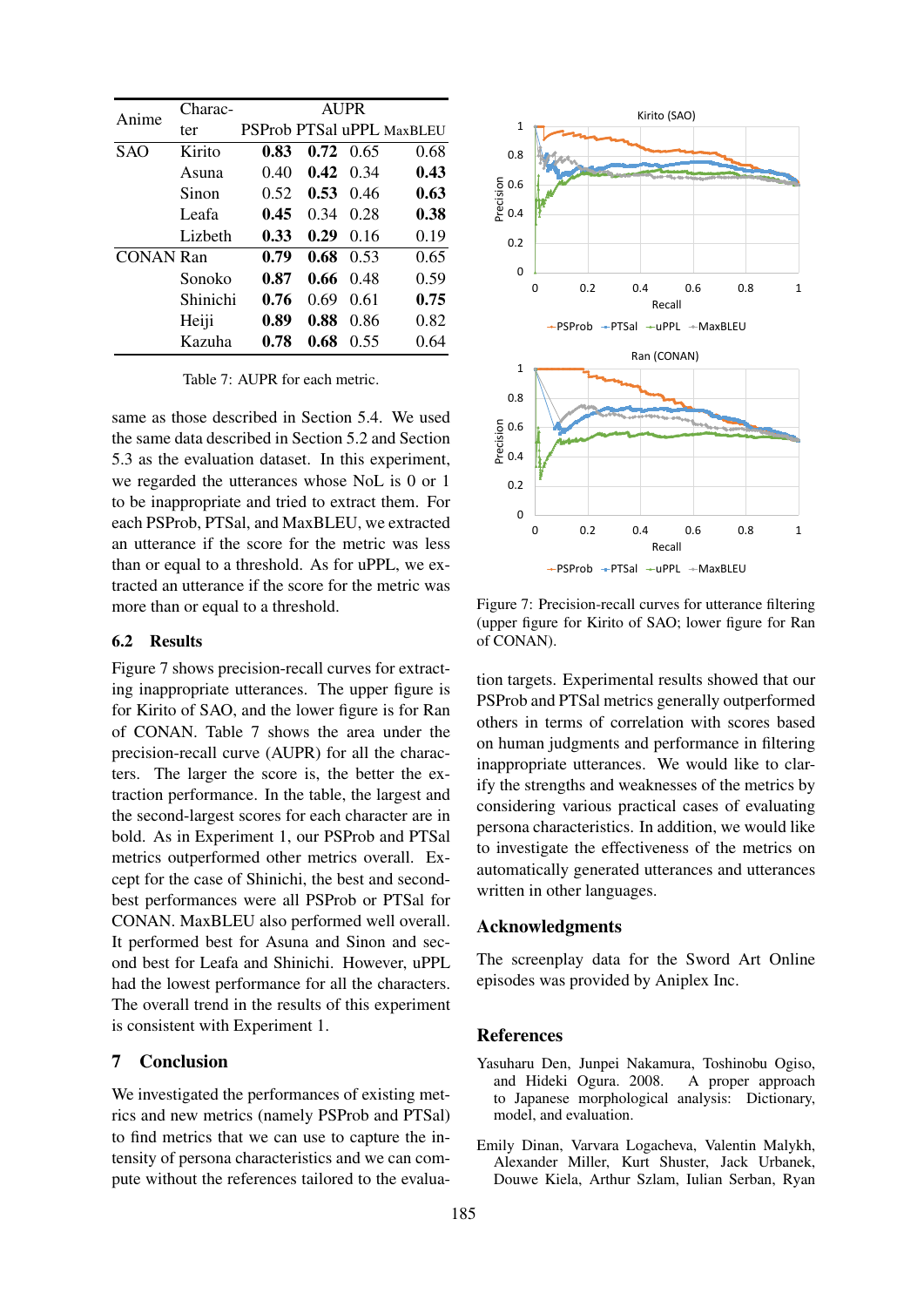| Anime | Charac-ter | AUPR | | | |
|---|---|---|---|---|---|
| | | PSProb | PTSal | uPPL | MaxBLEU |
| SAO | Kirito | **0.83** | **0.72** | 0.65 | 0.68 |
| | Asuna | 0.40 | **0.42** | 0.34 | **0.43** |
| | Sinon | 0.52 | **0.53** | 0.46 | **0.63** |
| | Leafa | **0.45** | 0.34 | 0.28 | **0.38** |
| | Lizbeth | **0.33** | **0.29** | 0.16 | 0.19 |
| CONAN | Ran | **0.79** | **0.68** | 0.53 | 0.65 |
| | Sonoko | **0.87** | **0.66** | 0.48 | 0.59 |
| | Shinichi | **0.76** | 0.69 | 0.61 | **0.75** |
| | Heiji | **0.89** | **0.88** | 0.86 | 0.82 |
| | Kazuha | **0.78** | **0.68** | 0.55 | 0.64 |

Table 7: AUPR for each metric.

same as those described in Section 5.4. We used the same data described in Section 5.2 and Section 5.3 as the evaluation dataset. In this experiment, we regarded the utterances whose NoL is 0 or 1 to be inappropriate and tried to extract them. For each PSProb, PTSal, and MaxBLEU, we extracted an utterance if the score for the metric was less than or equal to a threshold. As for uPPL, we extracted an utterance if the score for the metric was more than or equal to a threshold.

### 6.2 Results

Figure 7 shows precision-recall curves for extracting inappropriate utterances. The upper figure is for Kirito of SAO, and the lower figure is for Ran of CONAN. Table 7 shows the area under the precision-recall curve (AUPR) for all the characters. The larger the score is, the better the extraction performance. In the table, the largest and the second-largest scores for each character are in bold. As in Experiment 1, our PSProb and PTSal metrics outperformed other metrics overall. Except for the case of Shinichi, the best and second-best performances were all PSProb or PTSal for CONAN. MaxBLEU also performed well overall. It performed best for Asuna and Sinon and second best for Leafa and Shinichi. However, uPPL had the lowest performance for all the characters. The overall trend in the results of this experiment is consistent with Experiment 1.

## 7 Conclusion

We investigated the performances of existing metrics and new metrics (namely PSProb and PTSal) to find metrics that we can use to capture the intensity of persona characteristics and we can compute without the references tailored to the evaluation targets. Experimental results showed that our PSProb and PTSal metrics generally outperformed others in terms of correlation with scores based on human judgments and performance in filtering inappropriate utterances. We would like to clarify the strengths and weaknesses of the metrics by considering various practical cases of evaluating persona characteristics. In addition, we would like to investigate the effectiveness of the metrics on automatically generated utterances and utterances written in other languages.

Figure 7: Precision-recall curves for utterance filtering (upper figure for Kirito of SAO; lower figure for Ran of CONAN).

## Acknowledgments

The screenplay data for the Sword Art Online episodes was provided by Aniplex Inc.

## References

Yasuharu Den, Junpei Nakamura, Toshinobu Ogiso, and Hideki Ogura. 2008. A proper approach to Japanese morphological analysis: Dictionary, model, and evaluation.

Emily Dinan, Varvara Logacheva, Valentin Malykh, Alexander Miller, Kurt Shuster, Jack Urbanek, Douwe Kiela, Arthur Szlam, Iulian Serban, Ryan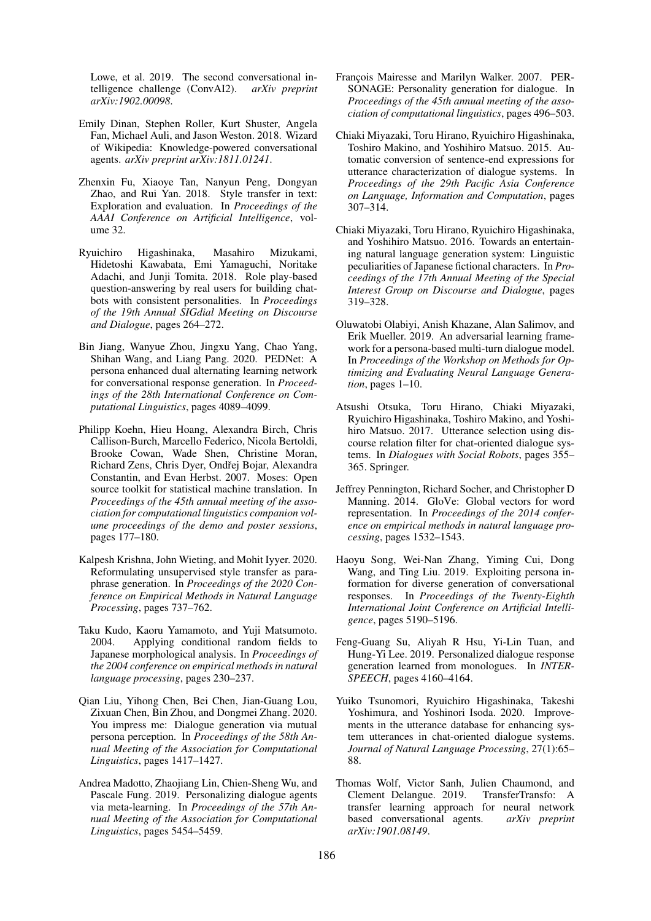Lowe, et al. 2019. The second conversational intelligence challenge (ConvAI2). *arXiv preprint arXiv:1902.00098*.

Emily Dinan, Stephen Roller, Kurt Shuster, Angela Fan, Michael Auli, and Jason Weston. 2018. Wizard of Wikipedia: Knowledge-powered conversational agents. *arXiv preprint arXiv:1811.01241*.

Zhenxin Fu, Xiaoye Tan, Nanyun Peng, Dongyan Zhao, and Rui Yan. 2018. Style transfer in text: Exploration and evaluation. In *Proceedings of the AAAI Conference on Artificial Intelligence*, volume 32.

Ryuichiro Higashinaka, Masahiro Mizukami, Hidetoshi Kawabata, Emi Yamaguchi, Noritake Adachi, and Junji Tomita. 2018. Role play-based question-answering by real users for building chatbots with consistent personalities. In *Proceedings of the 19th Annual SIGdial Meeting on Discourse and Dialogue*, pages 264–272.

Bin Jiang, Wanyue Zhou, Jingxu Yang, Chao Yang, Shihan Wang, and Liang Pang. 2020. PEDNet: A persona enhanced dual alternating learning network for conversational response generation. In *Proceedings of the 28th International Conference on Computational Linguistics*, pages 4089–4099.

Philipp Koehn, Hieu Hoang, Alexandra Birch, Chris Callison-Burch, Marcello Federico, Nicola Bertoldi, Brooke Cowan, Wade Shen, Christine Moran, Richard Zens, Chris Dyer, Ondřej Bojar, Alexandra Constantin, and Evan Herbst. 2007. Moses: Open source toolkit for statistical machine translation. In *Proceedings of the 45th annual meeting of the association for computational linguistics companion volume proceedings of the demo and poster sessions*, pages 177–180.

Kalpesh Krishna, John Wieting, and Mohit Iyyer. 2020. Reformulating unsupervised style transfer as paraphrase generation. In *Proceedings of the 2020 Conference on Empirical Methods in Natural Language Processing*, pages 737–762.

Taku Kudo, Kaoru Yamamoto, and Yuji Matsumoto. 2004. Applying conditional random fields to Japanese morphological analysis. In *Proceedings of the 2004 conference on empirical methods in natural language processing*, pages 230–237.

Qian Liu, Yihong Chen, Bei Chen, Jian-Guang Lou, Zixuan Chen, Bin Zhou, and Dongmei Zhang. 2020. You impress me: Dialogue generation via mutual persona perception. In *Proceedings of the 58th Annual Meeting of the Association for Computational Linguistics*, pages 1417–1427.

Andrea Madotto, Zhaojiang Lin, Chien-Sheng Wu, and Pascale Fung. 2019. Personalizing dialogue agents via meta-learning. In *Proceedings of the 57th Annual Meeting of the Association for Computational Linguistics*, pages 5454–5459.

François Mairesse and Marilyn Walker. 2007. PERSONAGE: Personality generation for dialogue. In *Proceedings of the 45th annual meeting of the association of computational linguistics*, pages 496–503.

Chiaki Miyazaki, Toru Hirano, Ryuichiro Higashinaka, Toshiro Makino, and Yoshihiro Matsuo. 2015. Automatic conversion of sentence-end expressions for utterance characterization of dialogue systems. In *Proceedings of the 29th Pacific Asia Conference on Language, Information and Computation*, pages 307–314.

Chiaki Miyazaki, Toru Hirano, Ryuichiro Higashinaka, and Yoshihiro Matsuo. 2016. Towards an entertaining natural language generation system: Linguistic peculiarities of Japanese fictional characters. In *Proceedings of the 17th Annual Meeting of the Special Interest Group on Discourse and Dialogue*, pages 319–328.

Oluwatobi Olabiyi, Anish Khazane, Alan Salimov, and Erik Mueller. 2019. An adversarial learning framework for a persona-based multi-turn dialogue model. In *Proceedings of the Workshop on Methods for Optimizing and Evaluating Neural Language Generation*, pages 1–10.

Atsushi Otsuka, Toru Hirano, Chiaki Miyazaki, Ryuichiro Higashinaka, Toshiro Makino, and Yoshihiro Matsuo. 2017. Utterance selection using discourse relation filter for chat-oriented dialogue systems. In *Dialogues with Social Robots*, pages 355–365. Springer.

Jeffrey Pennington, Richard Socher, and Christopher D Manning. 2014. GloVe: Global vectors for word representation. In *Proceedings of the 2014 conference on empirical methods in natural language processing*, pages 1532–1543.

Haoyu Song, Wei-Nan Zhang, Yiming Cui, Dong Wang, and Ting Liu. 2019. Exploiting persona information for diverse generation of conversational responses. In *Proceedings of the Twenty-Eighth International Joint Conference on Artificial Intelligence*, pages 5190–5196.

Feng-Guang Su, Aliyah R Hsu, Yi-Lin Tuan, and Hung-Yi Lee. 2019. Personalized dialogue response generation learned from monologues. In *INTERSPEECH*, pages 4160–4164.

Yuiko Tsunomori, Ryuichiro Higashinaka, Takeshi Yoshimura, and Yoshinori Isoda. 2020. Improvements in the utterance database for enhancing system utterances in chat-oriented dialogue systems. *Journal of Natural Language Processing*, 27(1):65–88.

Thomas Wolf, Victor Sanh, Julien Chaumond, and Clement Delangue. 2019. TransferTransfo: A transfer learning approach for neural network based conversational agents. *arXiv preprint arXiv:1901.08149*.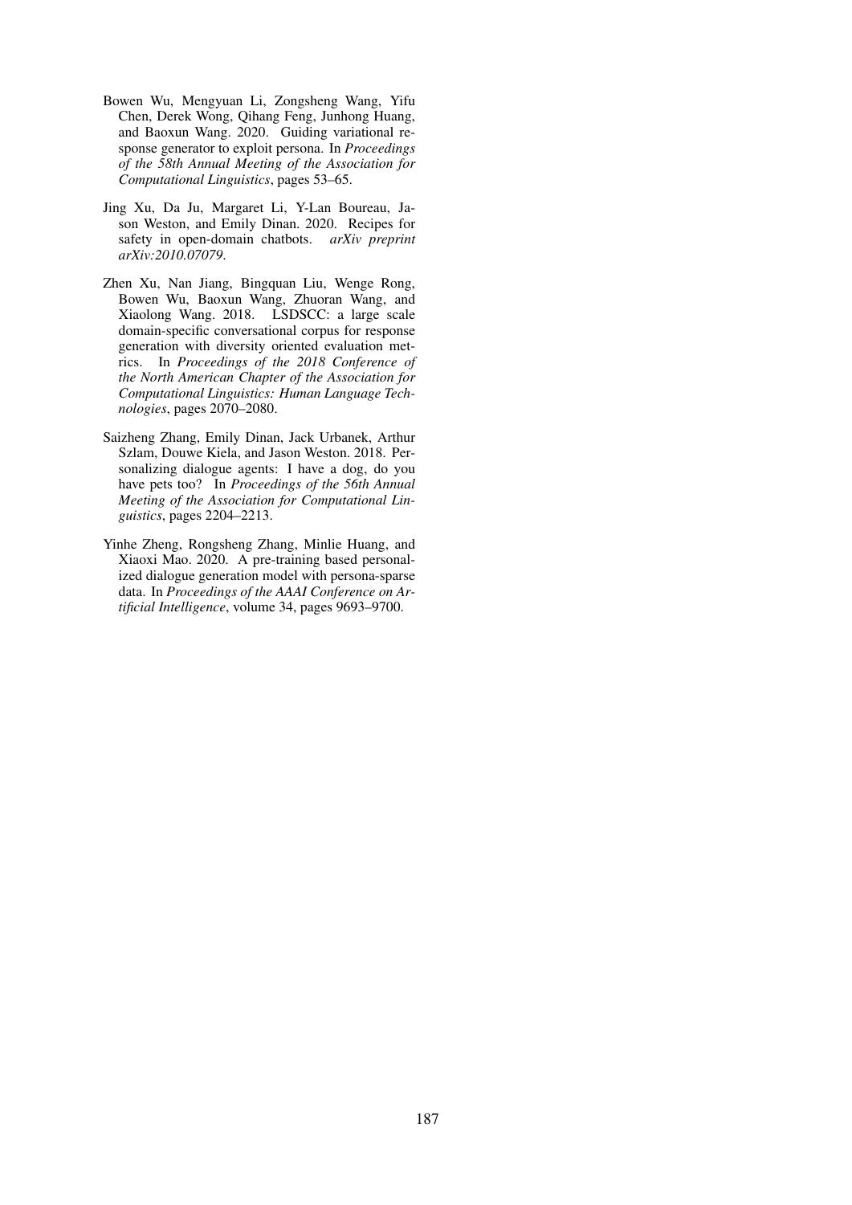Bowen Wu, Mengyuan Li, Zongsheng Wang, Yifu Chen, Derek Wong, Qihang Feng, Junhong Huang, and Baoxun Wang. 2020. Guiding variational response generator to exploit persona. In *Proceedings of the 58th Annual Meeting of the Association for Computational Linguistics*, pages 53–65.

Jing Xu, Da Ju, Margaret Li, Y-Lan Boureau, Jason Weston, and Emily Dinan. 2020. Recipes for safety in open-domain chatbots. *arXiv preprint arXiv:2010.07079*.

Zhen Xu, Nan Jiang, Bingquan Liu, Wenge Rong, Bowen Wu, Baoxun Wang, Zhuoran Wang, and Xiaolong Wang. 2018. LSDSCC: a large scale domain-specific conversational corpus for response generation with diversity oriented evaluation metrics. In *Proceedings of the 2018 Conference of the North American Chapter of the Association for Computational Linguistics: Human Language Technologies*, pages 2070–2080.

Saizheng Zhang, Emily Dinan, Jack Urbanek, Arthur Szlam, Douwe Kiela, and Jason Weston. 2018. Personalizing dialogue agents: I have a dog, do you have pets too? In *Proceedings of the 56th Annual Meeting of the Association for Computational Linguistics*, pages 2204–2213.

Yinhe Zheng, Rongsheng Zhang, Minlie Huang, and Xiaoxi Mao. 2020. A pre-training based personalized dialogue generation model with persona-sparse data. In *Proceedings of the AAAI Conference on Artificial Intelligence*, volume 34, pages 9693–9700.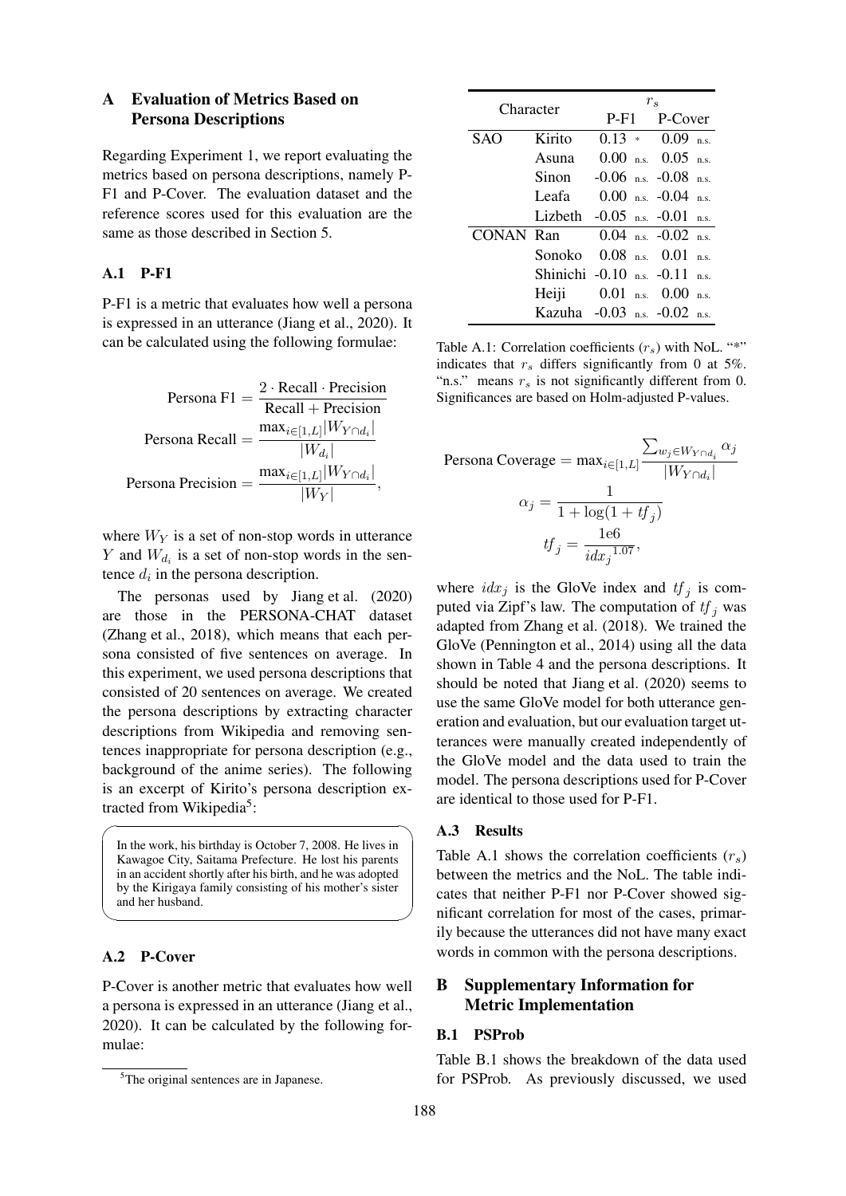## A Evaluation of Metrics Based on Persona Descriptions

Regarding Experiment 1, we report evaluating the metrics based on persona descriptions, namely P-F1 and P-Cover. The evaluation dataset and the reference scores used for this evaluation are the same as those described in Section 5.

### A.1 P-F1

P-F1 is a metric that evaluates how well a persona is expressed in an utterance (Jiang et al., 2020). It can be calculated using the following formulae:

$$\text{Persona F1} = \frac{2 \cdot \text{Recall} \cdot \text{Precision}}{\text{Recall} + \text{Precision}}$$

$$\text{Persona Recall} = \frac{\max_{i \in [1,L]} |W_{Y \cap d_i}|}{|W_{d_i}|}$$

$$\text{Persona Precision} = \frac{\max_{i \in [1,L]} |W_{Y \cap d_i}|}{|W_Y|},$$

where $W_Y$ is a set of non-stop words in utterance $Y$ and $W_{d_i}$ is a set of non-stop words in the sentence $d_i$ in the persona description.

The personas used by Jiang et al. (2020) are those in the PERSONA-CHAT dataset (Zhang et al., 2018), which means that each persona consisted of five sentences on average. In this experiment, we used persona descriptions that consisted of 20 sentences on average. We created the persona descriptions by extracting character descriptions from Wikipedia and removing sentences inappropriate for persona description (e.g., background of the anime series). The following is an excerpt of Kirito's persona description extracted from Wikipedia[5]:

> In the work, his birthday is October 7, 2008. He lives in Kawagoe City, Saitama Prefecture. He lost his parents in an accident shortly after his birth, and he was adopted by the Kirigaya family consisting of his mother's sister and her husband.

### A.2 P-Cover

P-Cover is another metric that evaluates how well a persona is expressed in an utterance (Jiang et al., 2020). It can be calculated by the following formulae:

$$\text{Persona Coverage} = \max_{i \in [1,L]} \frac{\sum_{w_j \in W_{Y \cap d_i}} \alpha_j}{|W_{Y \cap d_i}|}$$

$$\alpha_j = \frac{1}{1 + \log(1 + tf_j)}$$

$$tf_j = \frac{1\text{e}6}{idx_j^{\,1.07}},$$

where $idx_j$ is the GloVe index and $tf_j$ is computed via Zipf's law. The computation of $tf_j$ was adapted from Zhang et al. (2018). We trained the GloVe (Pennington et al., 2014) using all the data shown in Table 4 and the persona descriptions. It should be noted that Jiang et al. (2020) seems to use the same GloVe model for both utterance generation and evaluation, but our evaluation target utterances were manually created independently of the GloVe model and the data used to train the model. The persona descriptions used for P-Cover are identical to those used for P-F1.

[5]The original sentences are in Japanese.

| Character | | $r_s$ | |
|---|---|---|---|
| | | P-F1 | P-Cover |
| SAO | Kirito | 0.13 * | 0.09 n.s. |
| | Asuna | 0.00 n.s. | 0.05 n.s. |
| | Sinon | -0.06 n.s. | -0.08 n.s. |
| | Leafa | 0.00 n.s. | -0.04 n.s. |
| | Lizbeth | -0.05 n.s. | -0.01 n.s. |
| CONAN | Ran | 0.04 n.s. | -0.02 n.s. |
| | Sonoko | 0.08 n.s. | 0.01 n.s. |
| | Shinichi | -0.10 n.s. | -0.11 n.s. |
| | Heiji | 0.01 n.s. | 0.00 n.s. |
| | Kazuha | -0.03 n.s. | -0.02 n.s. |

Table A.1: Correlation coefficients ($r_s$) with NoL. "*" indicates that $r_s$ differs significantly from 0 at 5%. "n.s." means $r_s$ is not significantly different from 0. Significances are based on Holm-adjusted P-values.

### A.3 Results

Table A.1 shows the correlation coefficients ($r_s$) between the metrics and the NoL. The table indicates that neither P-F1 nor P-Cover showed significant correlation for most of the cases, primarily because the utterances did not have many exact words in common with the persona descriptions.

## B Supplementary Information for Metric Implementation

### B.1 PSProb

Table B.1 shows the breakdown of the data used for PSProb. As previously discussed, we used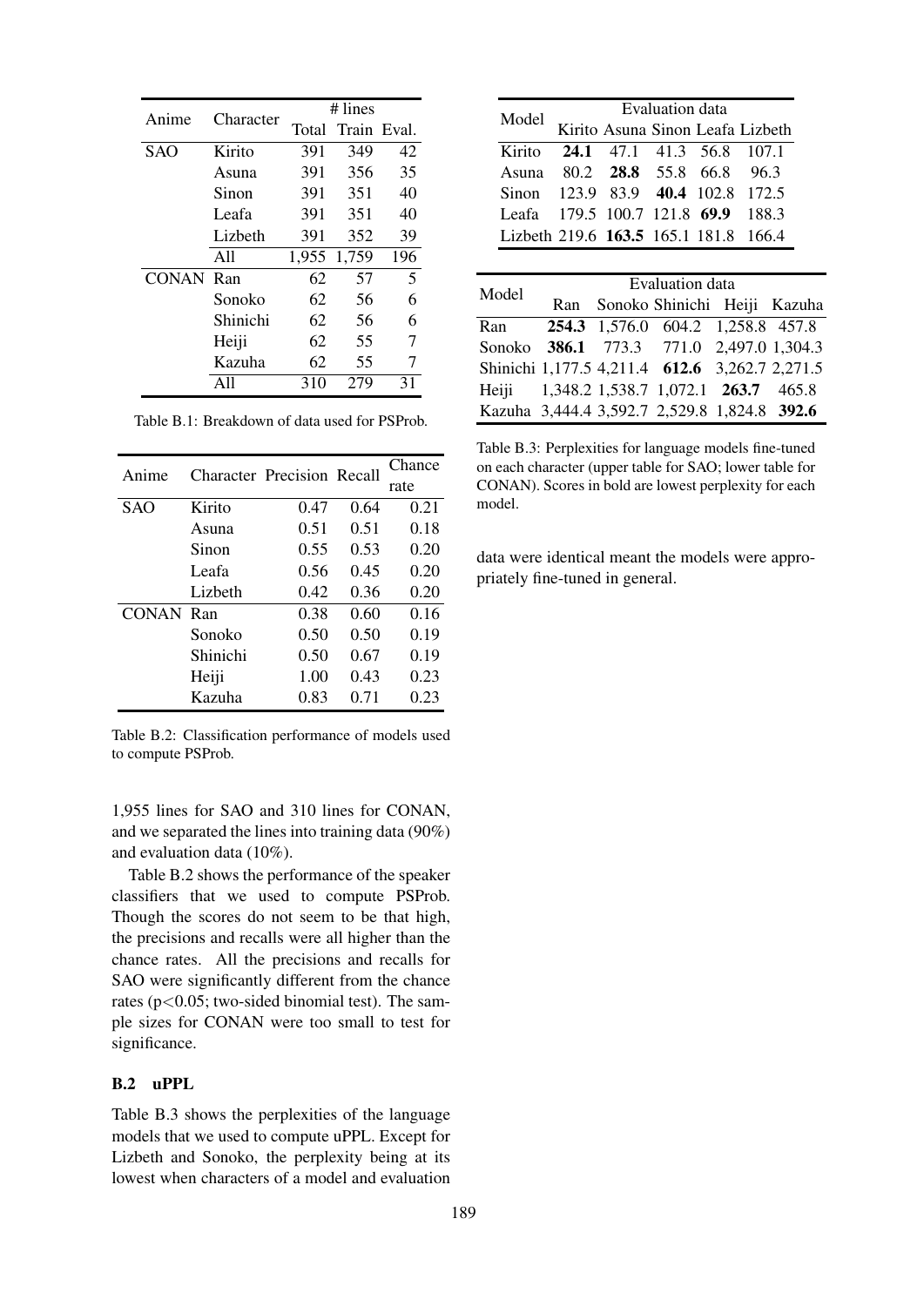| Anime | Character | # lines | | |
|---|---|---|---|---|
| | | Total | Train | Eval. |
| SAO | Kirito | 391 | 349 | 42 |
| | Asuna | 391 | 356 | 35 |
| | Sinon | 391 | 351 | 40 |
| | Leafa | 391 | 351 | 40 |
| | Lizbeth | 391 | 352 | 39 |
| | All | 1,955 | 1,759 | 196 |
| CONAN | Ran | 62 | 57 | 5 |
| | Sonoko | 62 | 56 | 6 |
| | Shinichi | 62 | 56 | 6 |
| | Heiji | 62 | 55 | 7 |
| | Kazuha | 62 | 55 | 7 |
| | All | 310 | 279 | 31 |

Table B.1: Breakdown of data used for PSProb.

| Anime | Character | Precision | Recall | Chance rate |
|---|---|---|---|---|
| SAO | Kirito | 0.47 | 0.64 | 0.21 |
| | Asuna | 0.51 | 0.51 | 0.18 |
| | Sinon | 0.55 | 0.53 | 0.20 |
| | Leafa | 0.56 | 0.45 | 0.20 |
| | Lizbeth | 0.42 | 0.36 | 0.20 |
| CONAN | Ran | 0.38 | 0.60 | 0.16 |
| | Sonoko | 0.50 | 0.50 | 0.19 |
| | Shinichi | 0.50 | 0.67 | 0.19 |
| | Heiji | 1.00 | 0.43 | 0.23 |
| | Kazuha | 0.83 | 0.71 | 0.23 |

Table B.2: Classification performance of models used to compute PSProb.

1,955 lines for SAO and 310 lines for CONAN, and we separated the lines into training data (90%) and evaluation data (10%).

Table B.2 shows the performance of the speaker classifiers that we used to compute PSProb. Though the scores do not seem to be that high, the precisions and recalls were all higher than the chance rates. All the precisions and recalls for SAO were significantly different from the chance rates ($p<0.05$; two-sided binomial test). The sample sizes for CONAN were too small to test for significance.

## B.2 uPPL

Table B.3 shows the perplexities of the language models that we used to compute uPPL. Except for Lizbeth and Sonoko, the perplexity being at its lowest when characters of a model and evaluation data were identical meant the models were appropriately fine-tuned in general.

| Model | Evaluation data | | | | |
|---|---|---|---|---|---|
| | Kirito | Asuna | Sinon | Leafa | Lizbeth |
| Kirito | **24.1** | 47.1 | 41.3 | 56.8 | 107.1 |
| Asuna | 80.2 | **28.8** | 55.8 | 66.8 | 96.3 |
| Sinon | 123.9 | 83.9 | **40.4** | 102.8 | 172.5 |
| Leafa | 179.5 | 100.7 | 121.8 | **69.9** | 188.3 |
| Lizbeth | 219.6 | **163.5** | 165.1 | 181.8 | 166.4 |

| Model | Evaluation data | | | | |
|---|---|---|---|---|---|
| | Ran | Sonoko | Shinichi | Heiji | Kazuha |
| Ran | **254.3** | 1,576.0 | 604.2 | 1,258.8 | 457.8 |
| Sonoko | **386.1** | 773.3 | 771.0 | 2,497.0 | 1,304.3 |
| Shinichi | 1,177.5 | 4,211.4 | **612.6** | 3,262.7 | 2,271.5 |
| Heiji | 1,348.2 | 1,538.7 | 1,072.1 | **263.7** | 465.8 |
| Kazuha | 3,444.4 | 3,592.7 | 2,529.8 | 1,824.8 | **392.6** |

Table B.3: Perplexities for language models fine-tuned on each character (upper table for SAO; lower table for CONAN). Scores in bold are lowest perplexity for each model.